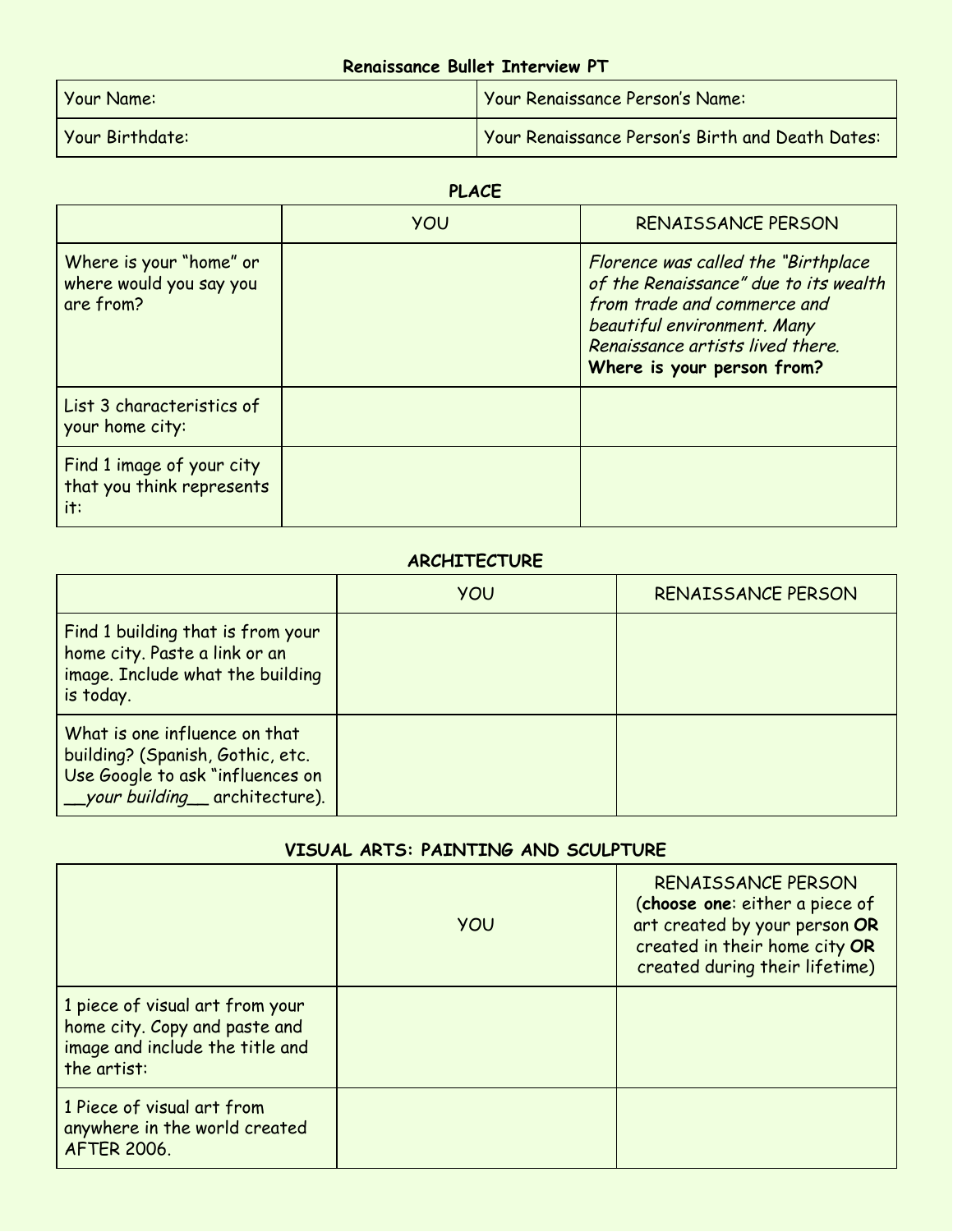# Renaissance Bullet Interview PT

| Your Name: | Your Renaissance Person's Name: |
| --- | --- |
| Your Birthdate: | Your Renaissance Person's Birth and Death Dates: |

## PLACE

| | YOU | RENAISSANCE PERSON |
| --- | --- | --- |
| Where is your "home" or where would you say you are from? | | *Florence was called the "Birthplace of the Renaissance" due to its wealth from trade and commerce and beautiful environment. Many Renaissance artists lived there.* **Where is your person from?** |
| List 3 characteristics of your home city: | | |
| Find 1 image of your city that you think represents it: | | |

## ARCHITECTURE

| | YOU | RENAISSANCE PERSON |
| --- | --- | --- |
| Find 1 building that is from your home city. Paste a link or an image. Include what the building is today. | | |
| What is one influence on that building? (Spanish, Gothic, etc. Use Google to ask "influences on __*your building*__ architecture). | | |

## VISUAL ARTS: PAINTING AND SCULPTURE

| | YOU | RENAISSANCE PERSON (**choose one**: either a piece of art created by your person **OR** created in their home city **OR** created during their lifetime) |
| --- | --- | --- |
| 1 piece of visual art from your home city. Copy and paste and image and include the title and the artist: | | |
| 1 Piece of visual art from anywhere in the world created AFTER 2006. | | |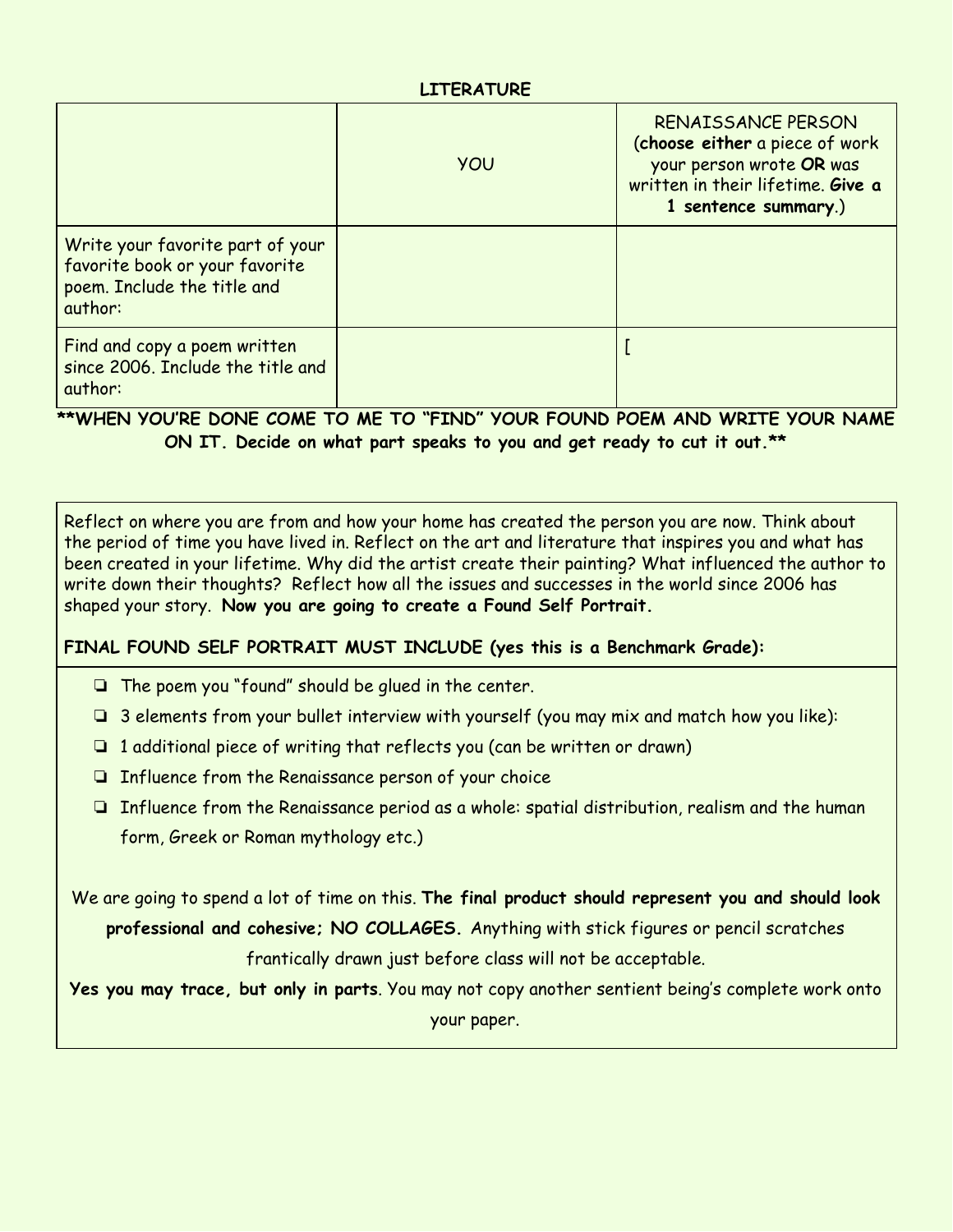## LITERATURE

| | YOU | RENAISSANCE PERSON (**choose either** a piece of work your person wrote **OR** was written in their lifetime. **Give a 1 sentence summary**.) |
|---|---|---|
| Write your favorite part of your favorite book or your favorite poem. Include the title and author: | | |
| Find and copy a poem written since 2006. Include the title and author: | | [ |

**\*\*WHEN YOU'RE DONE COME TO ME TO "FIND" YOUR FOUND POEM AND WRITE YOUR NAME ON IT. Decide on what part speaks to you and get ready to cut it out.\*\***

Reflect on where you are from and how your home has created the person you are now. Think about the period of time you have lived in. Reflect on the art and literature that inspires you and what has been created in your lifetime. Why did the artist create their painting? What influenced the author to write down their thoughts? Reflect how all the issues and successes in the world since 2006 has shaped your story. **Now you are going to create a Found Self Portrait.**

**FINAL FOUND SELF PORTRAIT MUST INCLUDE (yes this is a Benchmark Grade):**

- ❏ The poem you "found" should be glued in the center.
- ❏ 3 elements from your bullet interview with yourself (you may mix and match how you like):
- ❏ 1 additional piece of writing that reflects you (can be written or drawn)
- ❏ Influence from the Renaissance person of your choice
- ❏ Influence from the Renaissance period as a whole: spatial distribution, realism and the human form, Greek or Roman mythology etc.)

We are going to spend a lot of time on this. **The final product should represent you and should look professional and cohesive; NO COLLAGES.** Anything with stick figures or pencil scratches frantically drawn just before class will not be acceptable.

**Yes you may trace, but only in parts**. You may not copy another sentient being's complete work onto your paper.